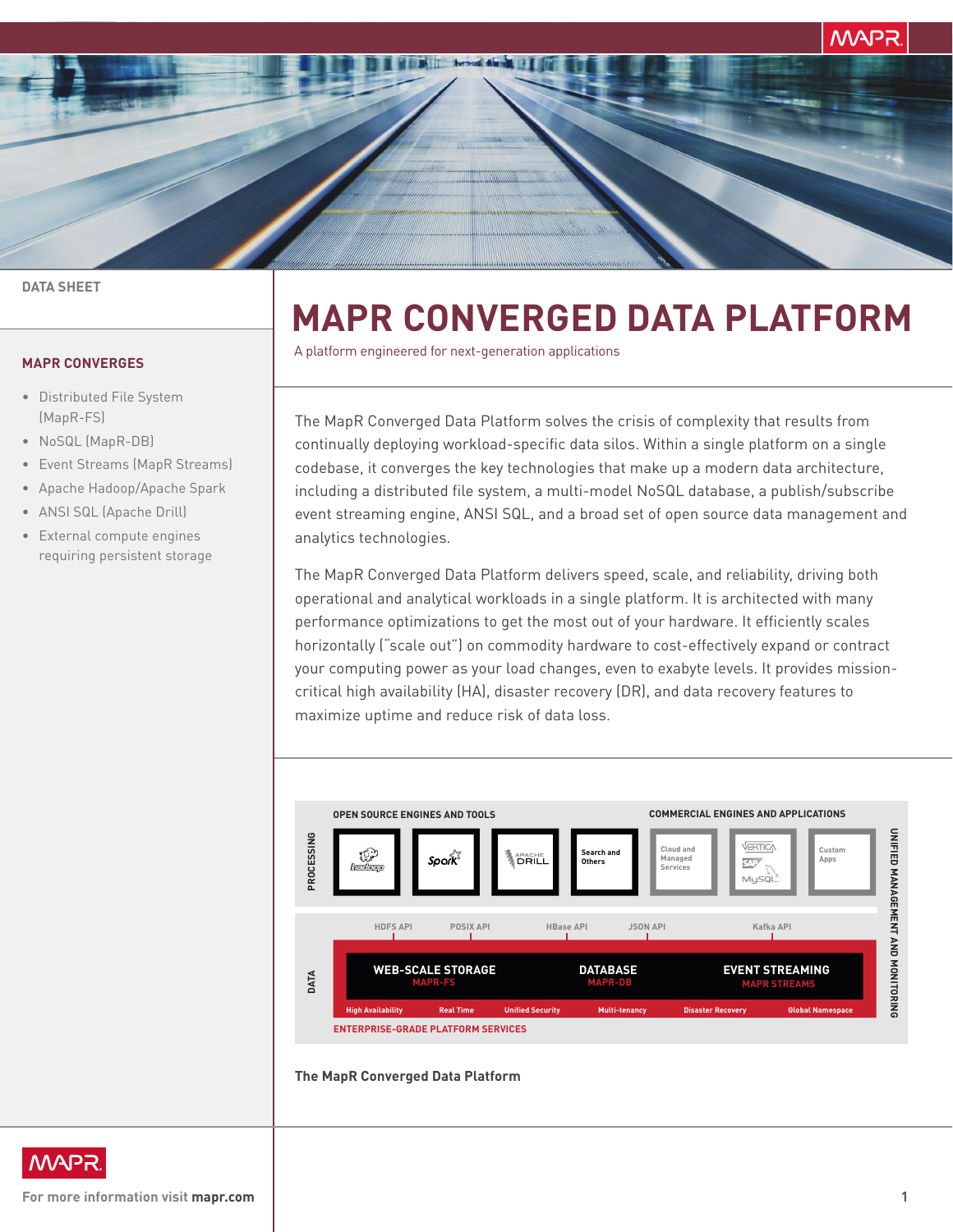DATA SHEET

# MAPR CONVERGED DATA PLATFORM

A platform engineered for next-generation applications

## MAPR CONVERGES

- Distributed File System (MapR-FS)
- NoSQL (MapR-DB)
- Event Streams (MapR Streams)
- Apache Hadoop/Apache Spark
- ANSI SQL (Apache Drill)
- External compute engines requiring persistent storage

The MapR Converged Data Platform solves the crisis of complexity that results from continually deploying workload-specific data silos. Within a single platform on a single codebase, it converges the key technologies that make up a modern data architecture, including a distributed file system, a multi-model NoSQL database, a publish/subscribe event streaming engine, ANSI SQL, and a broad set of open source data management and analytics technologies.

The MapR Converged Data Platform delivers speed, scale, and reliability, driving both operational and analytical workloads in a single platform. It is architected with many performance optimizations to get the most out of your hardware. It efficiently scales horizontally ("scale out") on commodity hardware to cost-effectively expand or contract your computing power as your load changes, even to exabyte levels. It provides mission-critical high availability (HA), disaster recovery (DR), and data recovery features to maximize uptime and reduce risk of data loss.

PROCESSING

OPEN SOURCE ENGINES AND TOOLS: Hadoop, Spark, Apache Drill, Search and Others

COMMERCIAL ENGINES AND APPLICATIONS: Cloud and Managed Services, Vertica, SAP, MySQL, Custom Apps

DATA

HDFS API, POSIX API, HBase API, JSON API, Kafka API

WEB-SCALE STORAGE MAPR-FS | DATABASE MAPR-DB | EVENT STREAMING MAPR STREAMS

High Availability, Real Time, Unified Security, Multi-tenancy, Disaster Recovery, Global Namespace

ENTERPRISE-GRADE PLATFORM SERVICES

UNIFIED MANAGEMENT AND MONITORING

**The MapR Converged Data Platform**

For more information visit **mapr.com**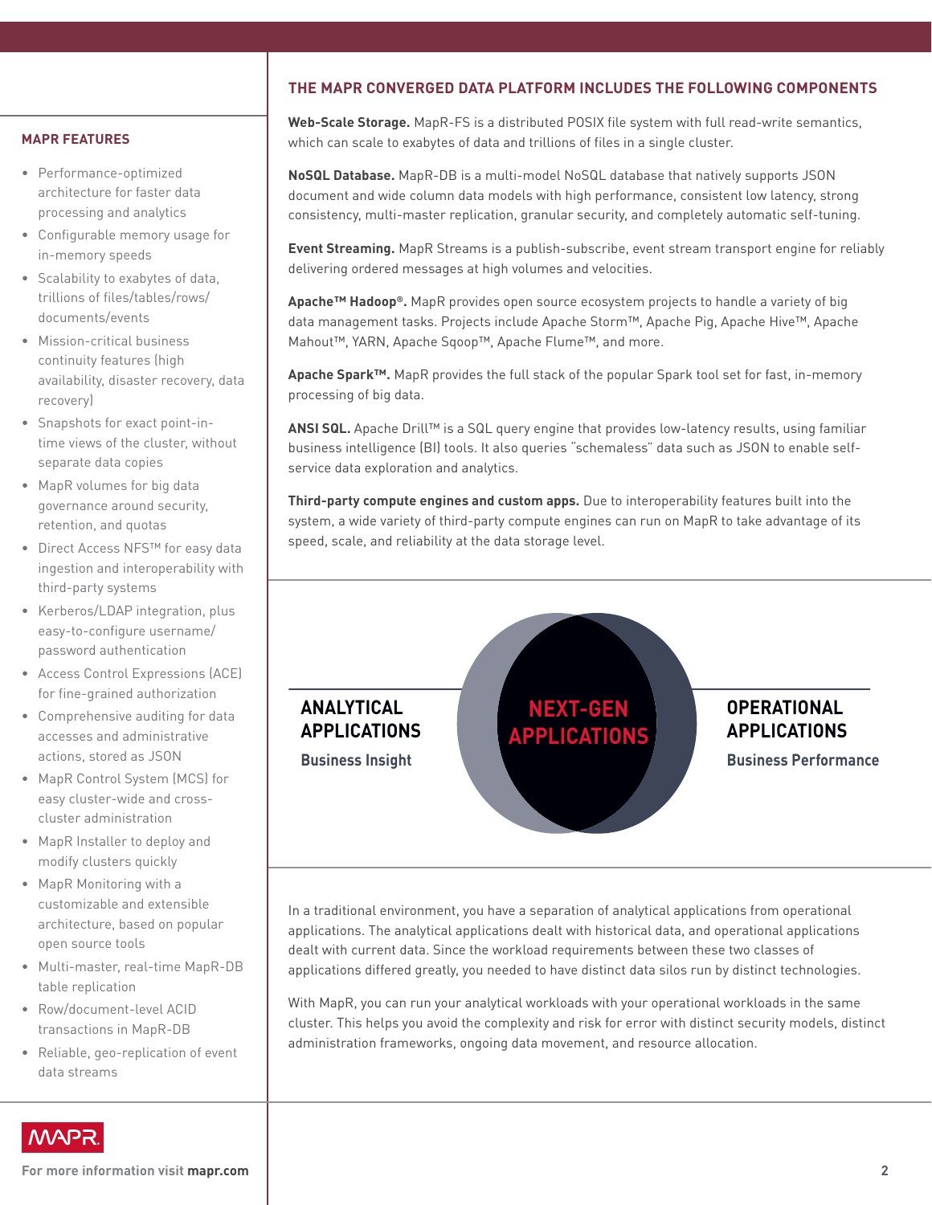## MAPR FEATURES

- Performance-optimized architecture for faster data processing and analytics
- Configurable memory usage for in-memory speeds
- Scalability to exabytes of data, trillions of files/tables/rows/documents/events
- Mission-critical business continuity features (high availability, disaster recovery, data recovery)
- Snapshots for exact point-in-time views of the cluster, without separate data copies
- MapR volumes for big data governance around security, retention, and quotas
- Direct Access NFS™ for easy data ingestion and interoperability with third-party systems
- Kerberos/LDAP integration, plus easy-to-configure username/password authentication
- Access Control Expressions (ACE) for fine-grained authorization
- Comprehensive auditing for data accesses and administrative actions, stored as JSON
- MapR Control System (MCS) for easy cluster-wide and cross-cluster administration
- MapR Installer to deploy and modify clusters quickly
- MapR Monitoring with a customizable and extensible architecture, based on popular open source tools
- Multi-master, real-time MapR-DB table replication
- Row/document-level ACID transactions in MapR-DB
- Reliable, geo-replication of event data streams

## THE MAPR CONVERGED DATA PLATFORM INCLUDES THE FOLLOWING COMPONENTS

**Web-Scale Storage.** MapR-FS is a distributed POSIX file system with full read-write semantics, which can scale to exabytes of data and trillions of files in a single cluster.

**NoSQL Database.** MapR-DB is a multi-model NoSQL database that natively supports JSON document and wide column data models with high performance, consistent low latency, strong consistency, multi-master replication, granular security, and completely automatic self-tuning.

**Event Streaming.** MapR Streams is a publish-subscribe, event stream transport engine for reliably delivering ordered messages at high volumes and velocities.

**Apache™ Hadoop®.** MapR provides open source ecosystem projects to handle a variety of big data management tasks. Projects include Apache Storm™, Apache Pig, Apache Hive™, Apache Mahout™, YARN, Apache Sqoop™, Apache Flume™, and more.

**Apache Spark™.** MapR provides the full stack of the popular Spark tool set for fast, in-memory processing of big data.

**ANSI SQL.** Apache Drill™ is a SQL query engine that provides low-latency results, using familiar business intelligence (BI) tools. It also queries "schemaless" data such as JSON to enable self-service data exploration and analytics.

**Third-party compute engines and custom apps.** Due to interoperability features built into the system, a wide variety of third-party compute engines can run on MapR to take advantage of its speed, scale, and reliability at the data storage level.

**ANALYTICAL APPLICATIONS**
Business Insight

**NEXT-GEN APPLICATIONS**

**OPERATIONAL APPLICATIONS**
Business Performance

In a traditional environment, you have a separation of analytical applications from operational applications. The analytical applications dealt with historical data, and operational applications dealt with current data. Since the workload requirements between these two classes of applications differed greatly, you needed to have distinct data silos run by distinct technologies.

With MapR, you can run your analytical workloads with your operational workloads in the same cluster. This helps you avoid the complexity and risk for error with distinct security models, distinct administration frameworks, ongoing data movement, and resource allocation.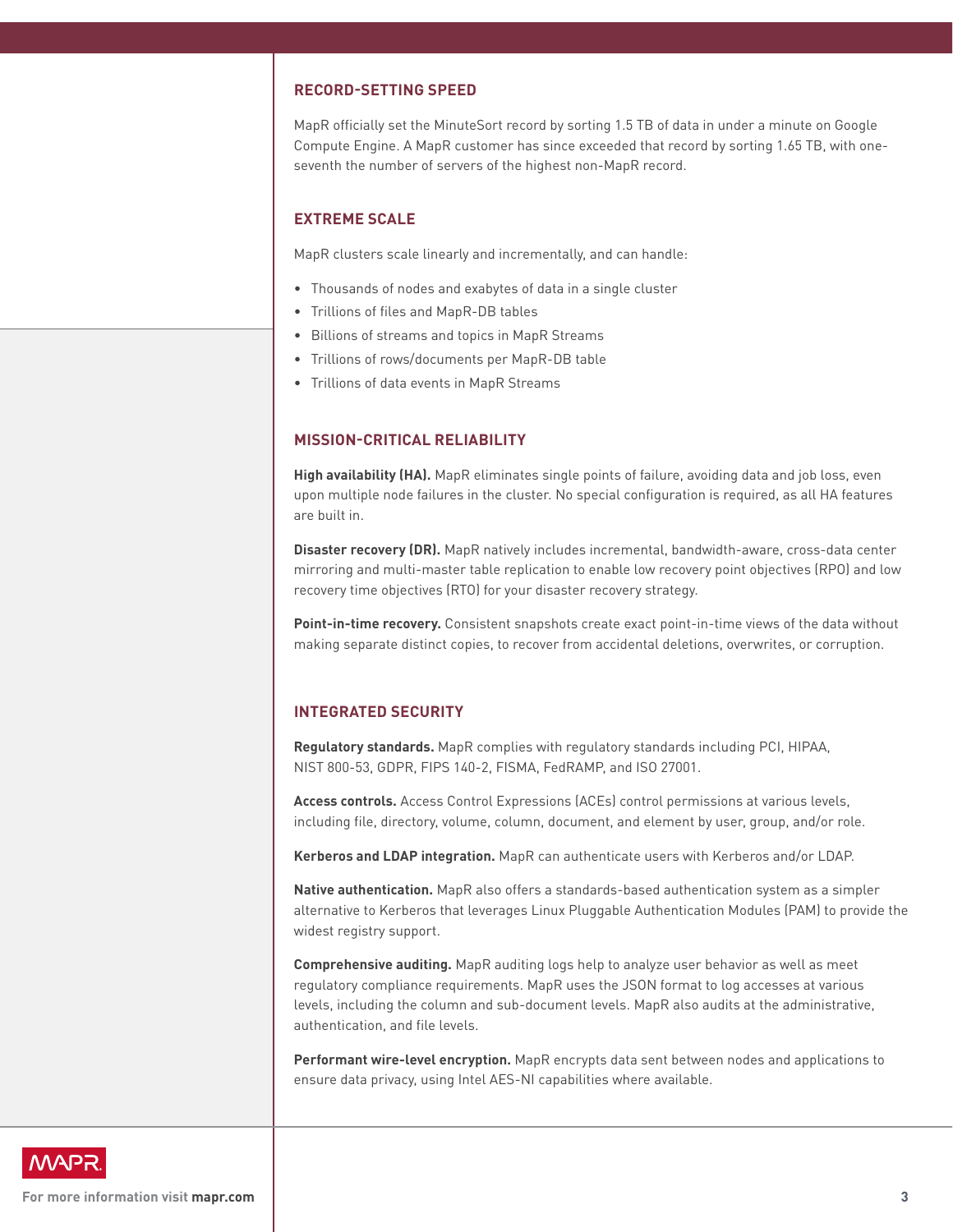## RECORD-SETTING SPEED

MapR officially set the MinuteSort record by sorting 1.5 TB of data in under a minute on Google Compute Engine. A MapR customer has since exceeded that record by sorting 1.65 TB, with one-seventh the number of servers of the highest non-MapR record.

## EXTREME SCALE

MapR clusters scale linearly and incrementally, and can handle:

- Thousands of nodes and exabytes of data in a single cluster
- Trillions of files and MapR-DB tables
- Billions of streams and topics in MapR Streams
- Trillions of rows/documents per MapR-DB table
- Trillions of data events in MapR Streams

## MISSION-CRITICAL RELIABILITY

**High availability (HA).** MapR eliminates single points of failure, avoiding data and job loss, even upon multiple node failures in the cluster. No special configuration is required, as all HA features are built in.

**Disaster recovery (DR).** MapR natively includes incremental, bandwidth-aware, cross-data center mirroring and multi-master table replication to enable low recovery point objectives (RPO) and low recovery time objectives (RTO) for your disaster recovery strategy.

**Point-in-time recovery.** Consistent snapshots create exact point-in-time views of the data without making separate distinct copies, to recover from accidental deletions, overwrites, or corruption.

## INTEGRATED SECURITY

**Regulatory standards.** MapR complies with regulatory standards including PCI, HIPAA, NIST 800-53, GDPR, FIPS 140-2, FISMA, FedRAMP, and ISO 27001.

**Access controls.** Access Control Expressions (ACEs) control permissions at various levels, including file, directory, volume, column, document, and element by user, group, and/or role.

**Kerberos and LDAP integration.** MapR can authenticate users with Kerberos and/or LDAP.

**Native authentication.** MapR also offers a standards-based authentication system as a simpler alternative to Kerberos that leverages Linux Pluggable Authentication Modules (PAM) to provide the widest registry support.

**Comprehensive auditing.** MapR auditing logs help to analyze user behavior as well as meet regulatory compliance requirements. MapR uses the JSON format to log accesses at various levels, including the column and sub-document levels. MapR also audits at the administrative, authentication, and file levels.

**Performant wire-level encryption.** MapR encrypts data sent between nodes and applications to ensure data privacy, using Intel AES-NI capabilities where available.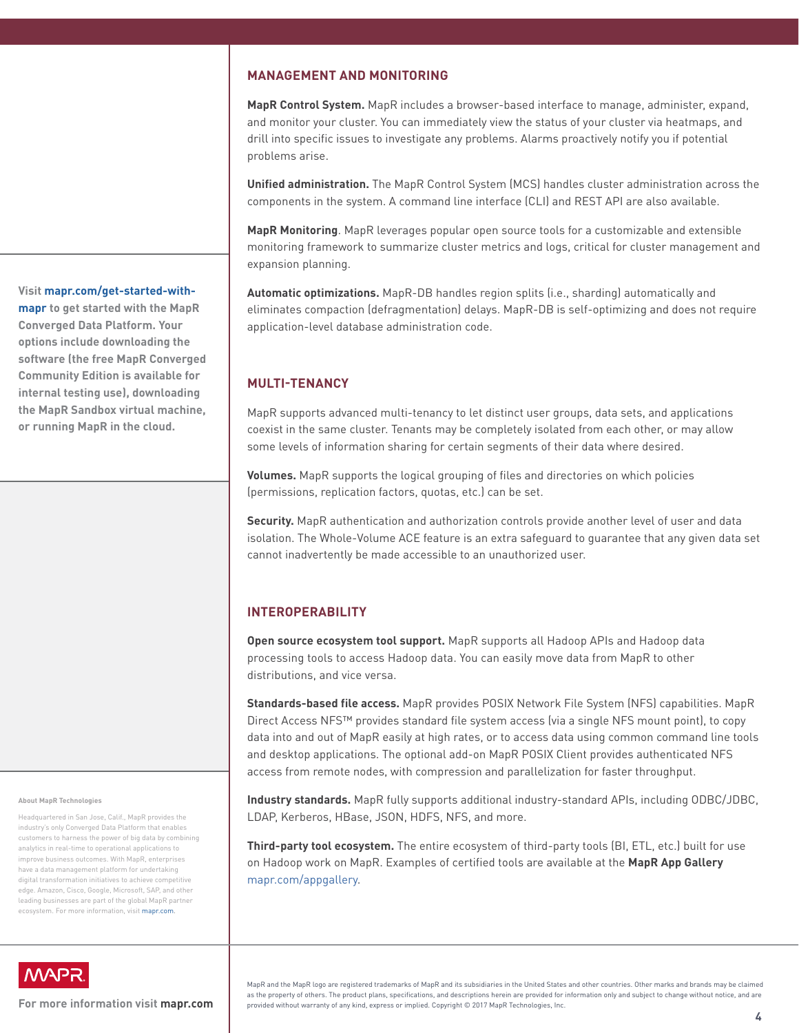## MANAGEMENT AND MONITORING

**MapR Control System.** MapR includes a browser-based interface to manage, administer, expand, and monitor your cluster. You can immediately view the status of your cluster via heatmaps, and drill into specific issues to investigate any problems. Alarms proactively notify you if potential problems arise.

**Unified administration.** The MapR Control System (MCS) handles cluster administration across the components in the system. A command line interface (CLI) and REST API are also available.

**MapR Monitoring**. MapR leverages popular open source tools for a customizable and extensible monitoring framework to summarize cluster metrics and logs, critical for cluster management and expansion planning.

**Automatic optimizations.** MapR-DB handles region splits (i.e., sharding) automatically and eliminates compaction (defragmentation) delays. MapR-DB is self-optimizing and does not require application-level database administration code.

## MULTI-TENANCY

MapR supports advanced multi-tenancy to let distinct user groups, data sets, and applications coexist in the same cluster. Tenants may be completely isolated from each other, or may allow some levels of information sharing for certain segments of their data where desired.

**Volumes.** MapR supports the logical grouping of files and directories on which policies (permissions, replication factors, quotas, etc.) can be set.

**Security.** MapR authentication and authorization controls provide another level of user and data isolation. The Whole-Volume ACE feature is an extra safeguard to guarantee that any given data set cannot inadvertently be made accessible to an unauthorized user.

## INTEROPERABILITY

**Open source ecosystem tool support.** MapR supports all Hadoop APIs and Hadoop data processing tools to access Hadoop data. You can easily move data from MapR to other distributions, and vice versa.

**Standards-based file access.** MapR provides POSIX Network File System (NFS) capabilities. MapR Direct Access NFS™ provides standard file system access (via a single NFS mount point), to copy data into and out of MapR easily at high rates, or to access data using common command line tools and desktop applications. The optional add-on MapR POSIX Client provides authenticated NFS access from remote nodes, with compression and parallelization for faster throughput.

**Industry standards.** MapR fully supports additional industry-standard APIs, including ODBC/JDBC, LDAP, Kerberos, HBase, JSON, HDFS, NFS, and more.

**Third-party tool ecosystem.** The entire ecosystem of third-party tools (BI, ETL, etc.) built for use on Hadoop work on MapR. Examples of certified tools are available at the **MapR App Gallery** mapr.com/appgallery.

**Visit mapr.com/get-started-with-mapr to get started with the MapR Converged Data Platform. Your options include downloading the software (the free MapR Converged Community Edition is available for internal testing use), downloading the MapR Sandbox virtual machine, or running MapR in the cloud.**

**About MapR Technologies**

Headquartered in San Jose, Calif., MapR provides the industry's only Converged Data Platform that enables customers to harness the power of big data by combining analytics in real-time to operational applications to improve business outcomes. With MapR, enterprises have a data management platform for undertaking digital transformation initiatives to achieve competitive edge. Amazon, Cisco, Google, Microsoft, SAP, and other leading businesses are part of the global MapR partner ecosystem. For more information, visit mapr.com.

MAPR

For more information visit **mapr.com**

MapR and the MapR logo are registered trademarks of MapR and its subsidiaries in the United States and other countries. Other marks and brands may be claimed as the property of others. The product plans, specifications, and descriptions herein are provided for information only and subject to change without notice, and are provided without warranty of any kind, express or implied. Copyright © 2017 MapR Technologies, Inc.